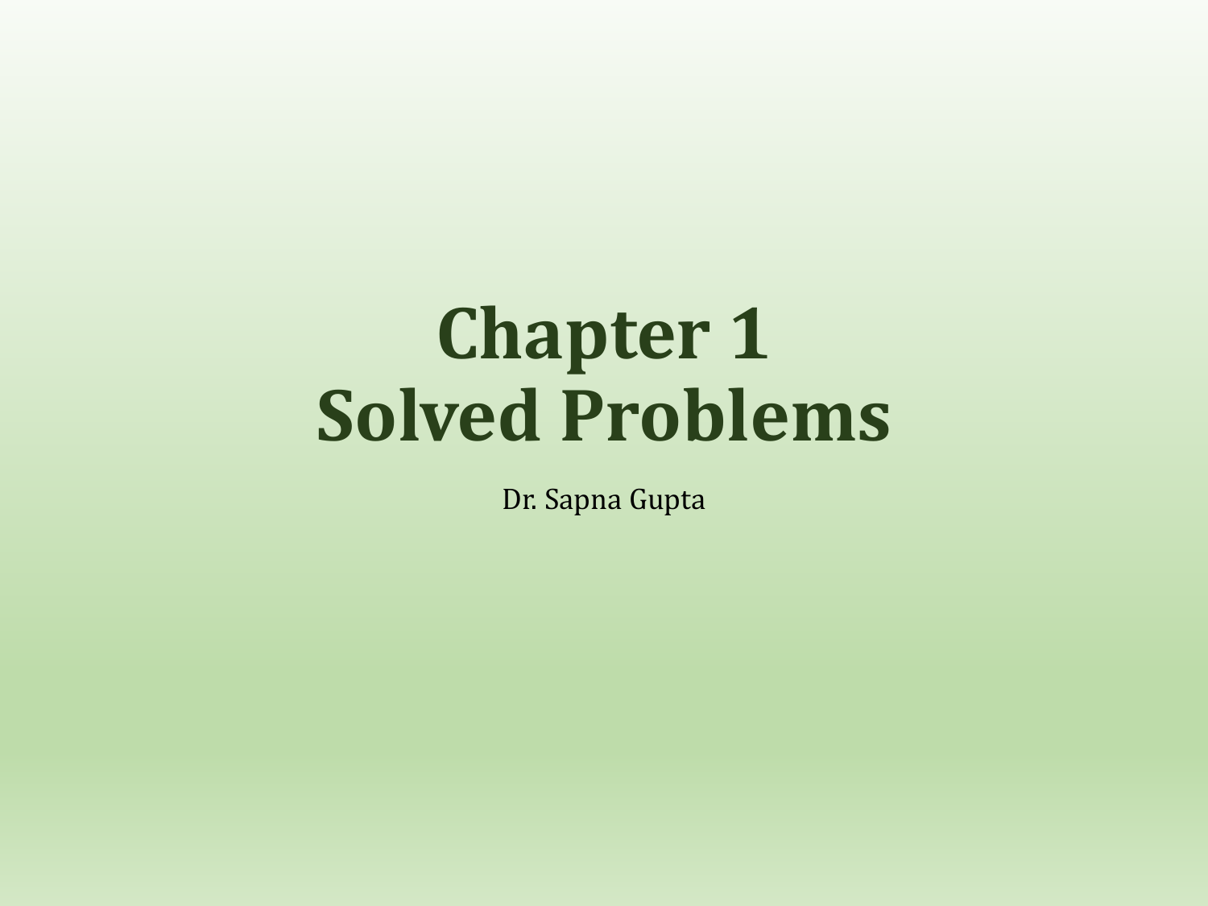# Chapter 1
# Solved Problems

Dr. Sapna Gupta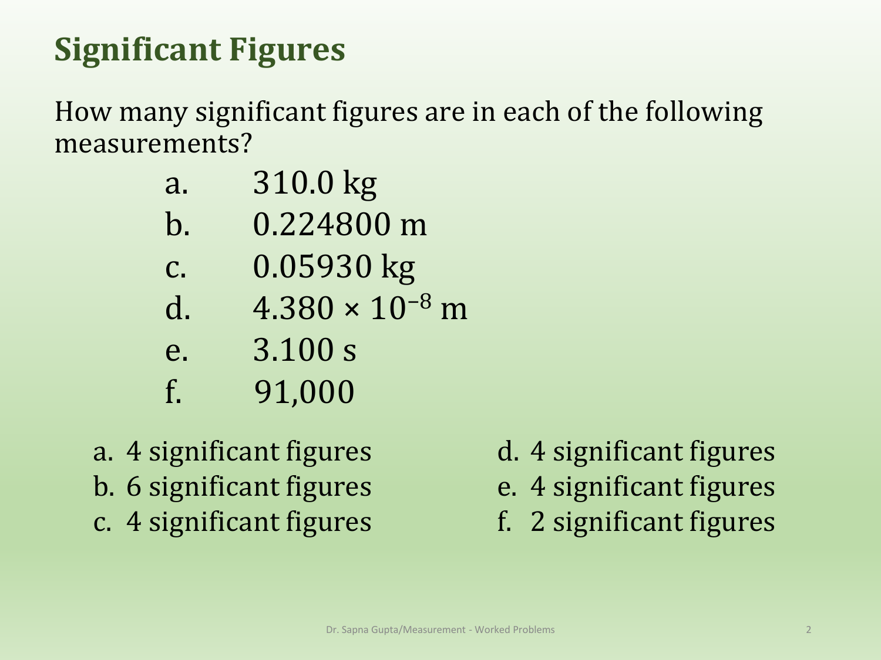## Significant Figures

How many significant figures are in each of the following measurements?

a. 310.0 kg
b. 0.224800 m
c. 0.05930 kg
d. $4.380 \times 10^{-8}$ m
e. 3.100 s
f. 91,000

a. 4 significant figures
b. 6 significant figures
c. 4 significant figures
d. 4 significant figures
e. 4 significant figures
f. 2 significant figures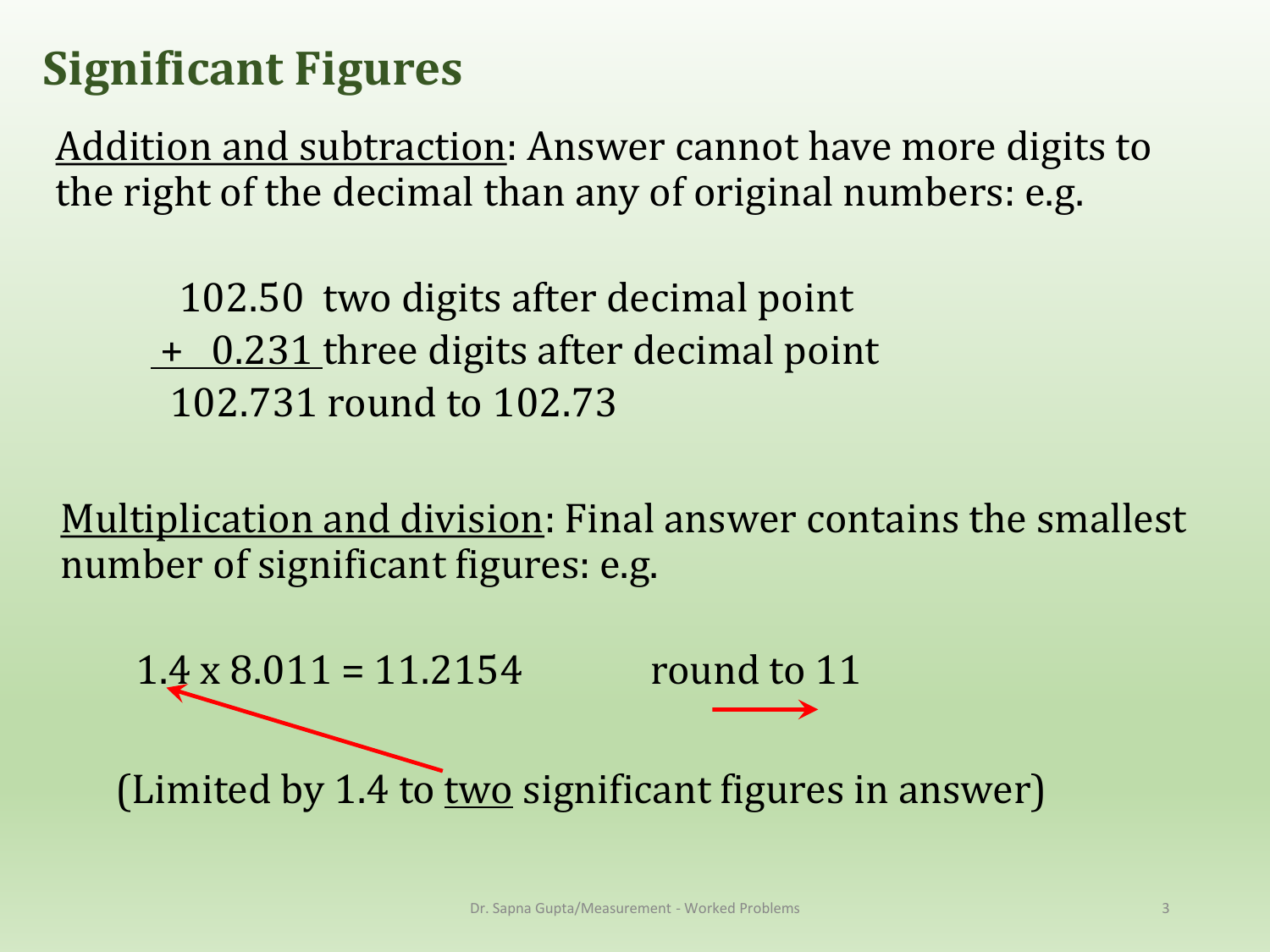# Significant Figures

Addition and subtraction: Answer cannot have more digits to the right of the decimal than any of original numbers: e.g.

```
  102.50  two digits after decimal point
+   0.231 three digits after decimal point
  102.731 round to 102.73
```

Multiplication and division: Final answer contains the smallest number of significant figures: e.g.

$1.4 \times 8.011 = 11.2154$ round to 11

(Limited by 1.4 to two significant figures in answer)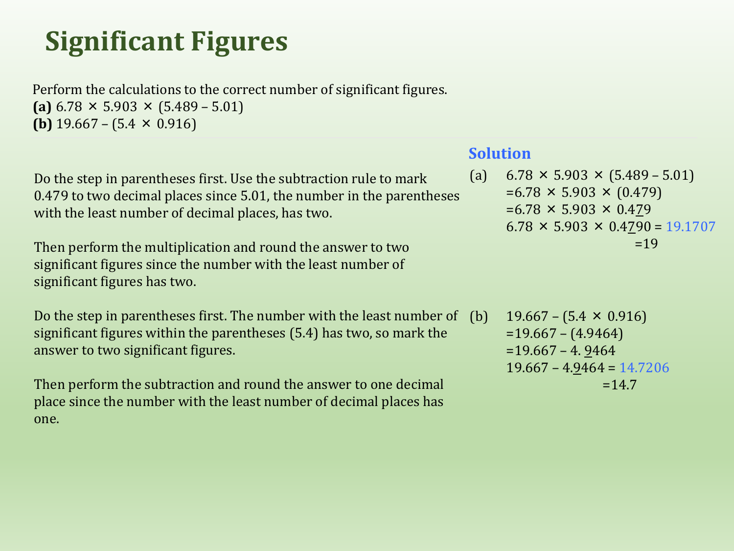# Significant Figures

Perform the calculations to the correct number of significant figures.

**(a)** $6.78 \times 5.903 \times (5.489 - 5.01)$

**(b)** $19.667 - (5.4 \times 0.916)$

## Solution

Do the step in parentheses first. Use the subtraction rule to mark 0.479 to two decimal places since 5.01, the number in the parentheses with the least number of decimal places, has two.

Then perform the multiplication and round the answer to two significant figures since the number with the least number of significant figures has two.

(a)

$6.78 \times 5.903 \times (5.489 - 5.01)$

$= 6.78 \times 5.903 \times (0.479)$

$= 6.78 \times 5.903 \times 0.4\underline{7}9$

$6.78 \times 5.903 \times 0.4\underline{7}90 = 19.1707$

$= 19$

Do the step in parentheses first. The number with the least number of significant figures within the parentheses (5.4) has two, so mark the answer to two significant figures.

Then perform the subtraction and round the answer to one decimal place since the number with the least number of decimal places has one.

(b)

$19.667 - (5.4 \times 0.916)$

$= 19.667 - (4.9464)$

$= 19.667 - 4.\underline{9}464$

$19.667 - 4.\underline{9}464 = 14.7206$

$= 14.7$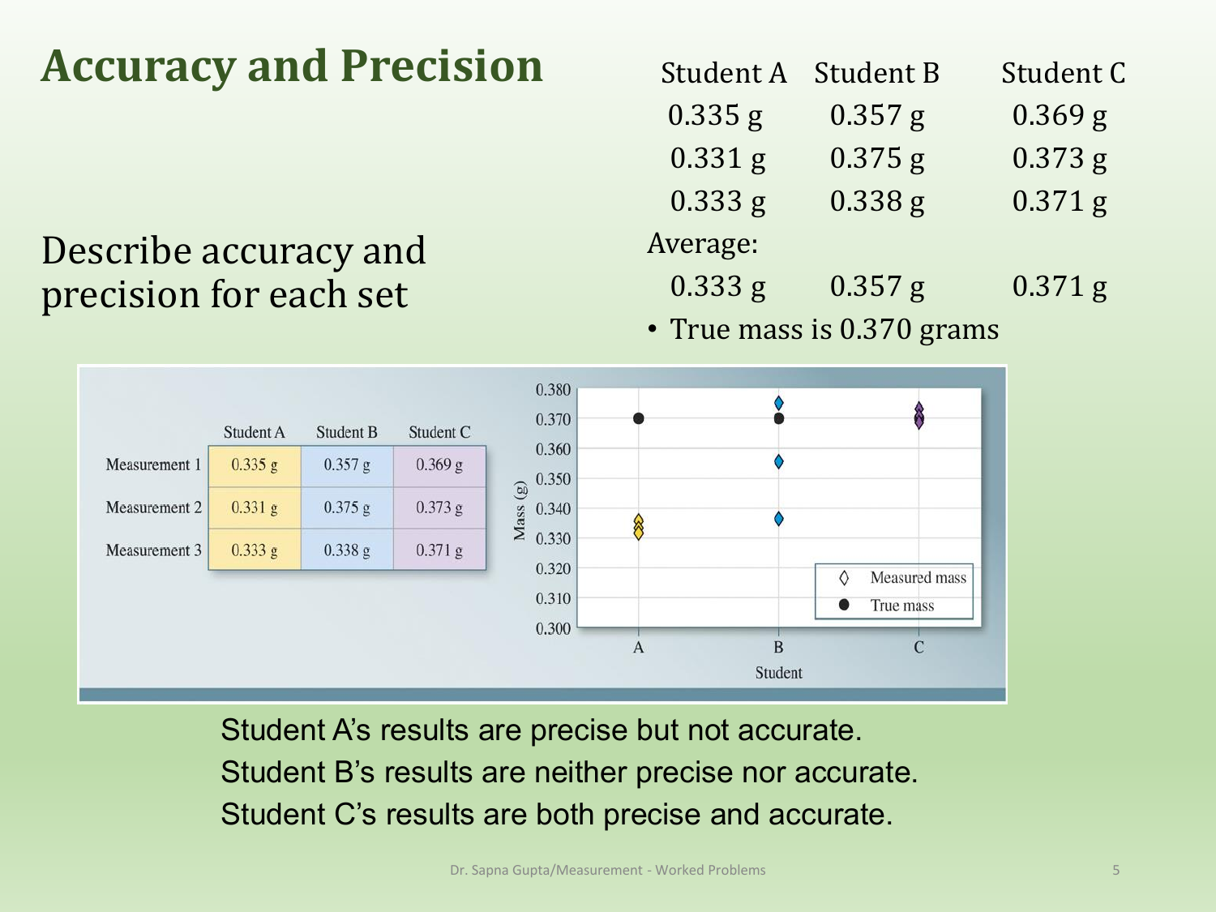# Accuracy and Precision

Describe accuracy and precision for each set

| Student A | Student B | Student C |
|---|---|---|
| 0.335 g | 0.357 g | 0.369 g |
| 0.331 g | 0.375 g | 0.373 g |
| 0.333 g | 0.338 g | 0.371 g |
| Average: | | |
| 0.333 g | 0.357 g | 0.371 g |

- True mass is 0.370 grams

| | Student A | Student B | Student C |
|---|---|---|---|
| Measurement 1 | 0.335 g | 0.357 g | 0.369 g |
| Measurement 2 | 0.331 g | 0.375 g | 0.373 g |
| Measurement 3 | 0.333 g | 0.338 g | 0.371 g |

Student A's results are precise but not accurate.
Student B's results are neither precise nor accurate.
Student C's results are both precise and accurate.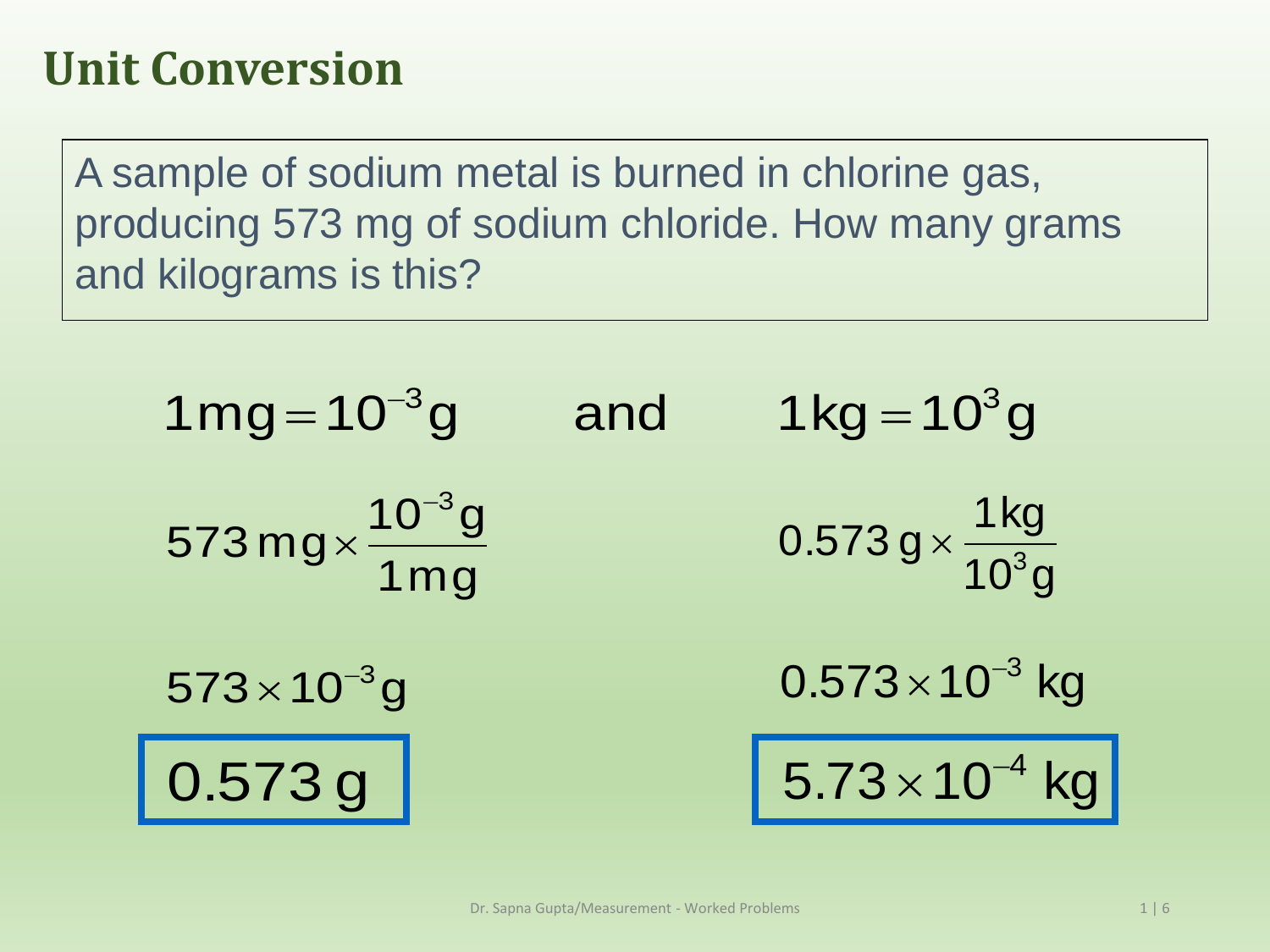## Unit Conversion

A sample of sodium metal is burned in chlorine gas, producing 573 mg of sodium chloride. How many grams and kilograms is this?

$$1\,\text{mg} = 10^{-3}\,\text{g} \quad \text{and} \quad 1\,\text{kg} = 10^{3}\,\text{g}$$

$$573\,\text{mg} \times \frac{10^{-3}\,\text{g}}{1\,\text{mg}}$$

$$573 \times 10^{-3}\,\text{g}$$

$$\boxed{0.573\,\text{g}}$$

$$0.573\,\text{g} \times \frac{1\,\text{kg}}{10^{3}\,\text{g}}$$

$$0.573 \times 10^{-3}\,\text{kg}$$

$$\boxed{5.73 \times 10^{-4}\,\text{kg}}$$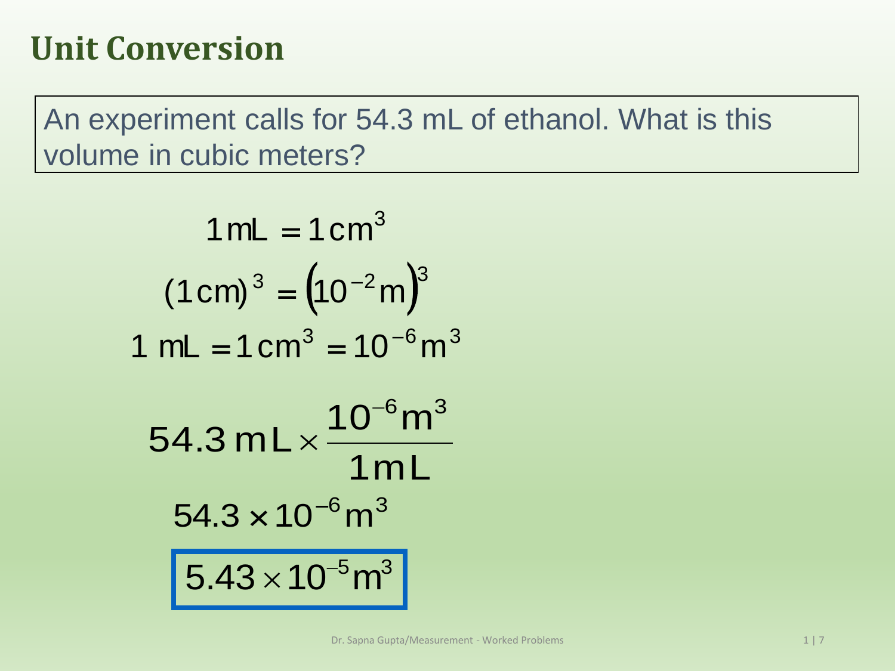# Unit Conversion

An experiment calls for 54.3 mL of ethanol. What is this volume in cubic meters?

$$1\,\text{mL} = 1\,\text{cm}^3$$

$$(1\,\text{cm})^3 = \left(10^{-2}\,\text{m}\right)^3$$

$$1\,\text{mL} = 1\,\text{cm}^3 = 10^{-6}\,\text{m}^3$$

$$54.3\,\text{mL} \times \frac{10^{-6}\,\text{m}^3}{1\,\text{mL}}$$

$$54.3 \times 10^{-6}\,\text{m}^3$$

$$\boxed{5.43 \times 10^{-5}\,\text{m}^3}$$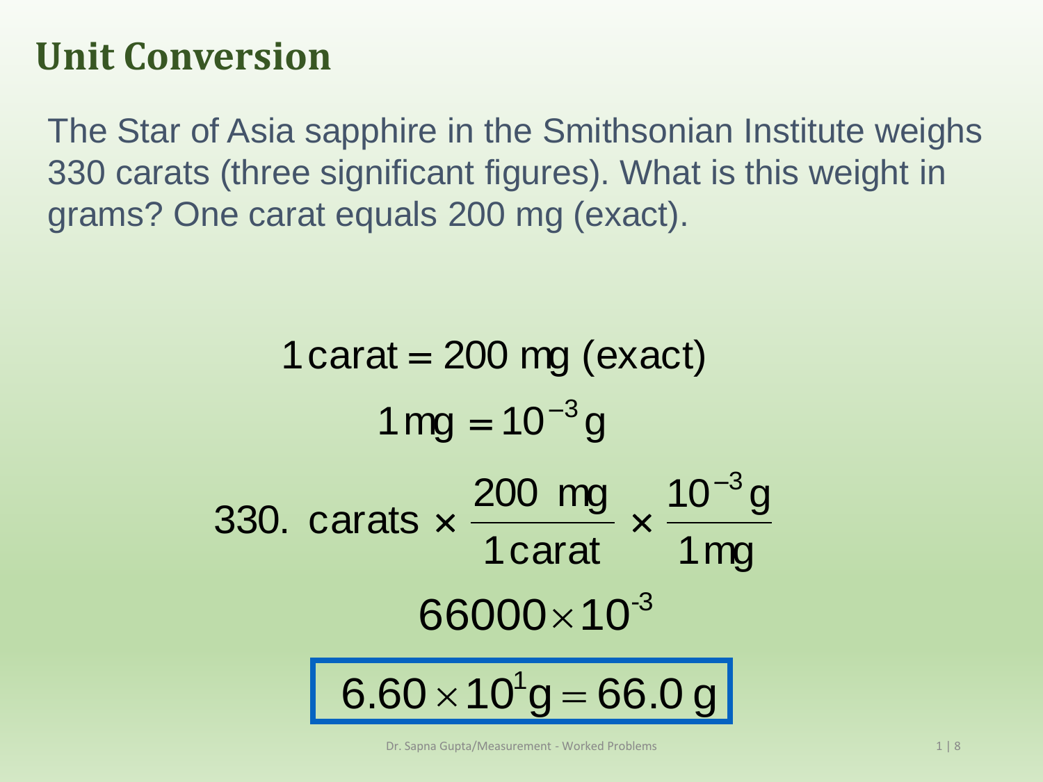# Unit Conversion

The Star of Asia sapphire in the Smithsonian Institute weighs 330 carats (three significant figures). What is this weight in grams? One carat equals 200 mg (exact).

$$1 \text{ carat} = 200 \text{ mg (exact)}$$

$$1 \text{ mg} = 10^{-3} \text{ g}$$

$$330. \text{ carats} \times \frac{200 \text{ mg}}{1 \text{ carat}} \times \frac{10^{-3} \text{ g}}{1 \text{ mg}}$$

$$66000 \times 10^{-3}$$

$$\boxed{6.60 \times 10^{1} \text{ g} = 66.0 \text{ g}}$$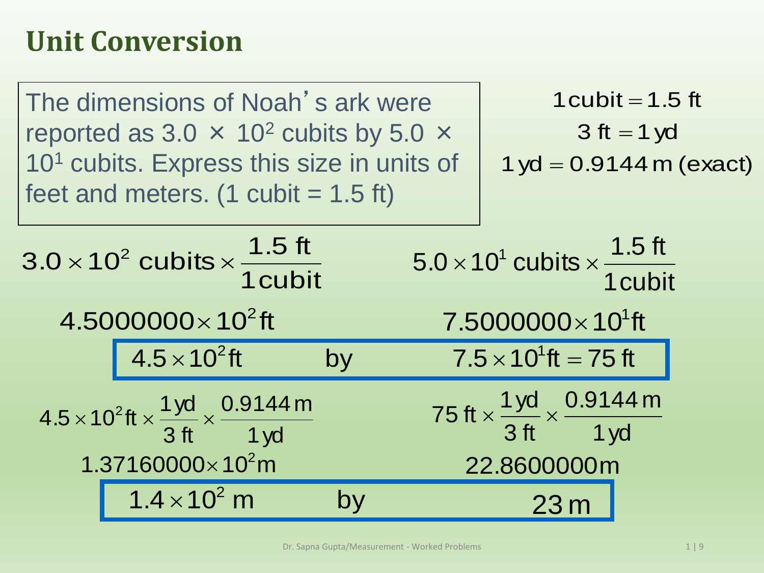# Unit Conversion

The dimensions of Noah's ark were reported as $3.0 \times 10^2$ cubits by $5.0 \times 10^1$ cubits. Express this size in units of feet and meters. (1 cubit = 1.5 ft)

$$1\,\text{cubit} = 1.5\ \text{ft}$$
$$3\ \text{ft} = 1\ \text{yd}$$
$$1\ \text{yd} = 0.9144\ \text{m (exact)}$$

$$3.0 \times 10^2\ \text{cubits} \times \frac{1.5\ \text{ft}}{1\,\text{cubit}} \qquad 5.0 \times 10^1\ \text{cubits} \times \frac{1.5\ \text{ft}}{1\,\text{cubit}}$$

$$4.5000000 \times 10^2\,\text{ft} \qquad 7.5000000 \times 10^1\,\text{ft}$$

$$4.5 \times 10^2\,\text{ft} \quad \text{by} \quad 7.5 \times 10^1\,\text{ft} = 75\ \text{ft}$$

$$4.5 \times 10^2\,\text{ft} \times \frac{1\,\text{yd}}{3\ \text{ft}} \times \frac{0.9144\,\text{m}}{1\,\text{yd}} \qquad 75\ \text{ft} \times \frac{1\,\text{yd}}{3\ \text{ft}} \times \frac{0.9144\,\text{m}}{1\,\text{yd}}$$

$$1.37160000 \times 10^2\,\text{m} \qquad 22.8600000\,\text{m}$$

$$1.4 \times 10^2\ \text{m} \quad \text{by} \quad 23\,\text{m}$$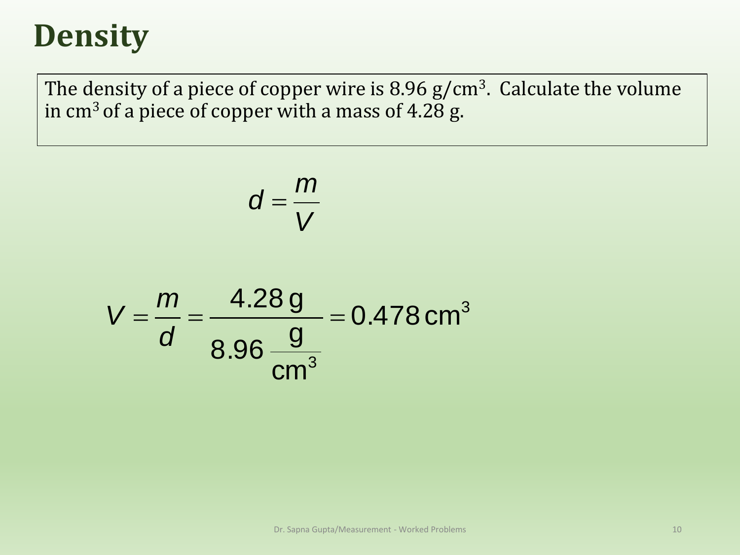# Density

The density of a piece of copper wire is 8.96 g/cm$^3$. Calculate the volume in cm$^3$ of a piece of copper with a mass of 4.28 g.

$$d = \frac{m}{V}$$

$$V = \frac{m}{d} = \frac{4.28\,\text{g}}{8.96\,\frac{\text{g}}{\text{cm}^3}} = 0.478\,\text{cm}^3$$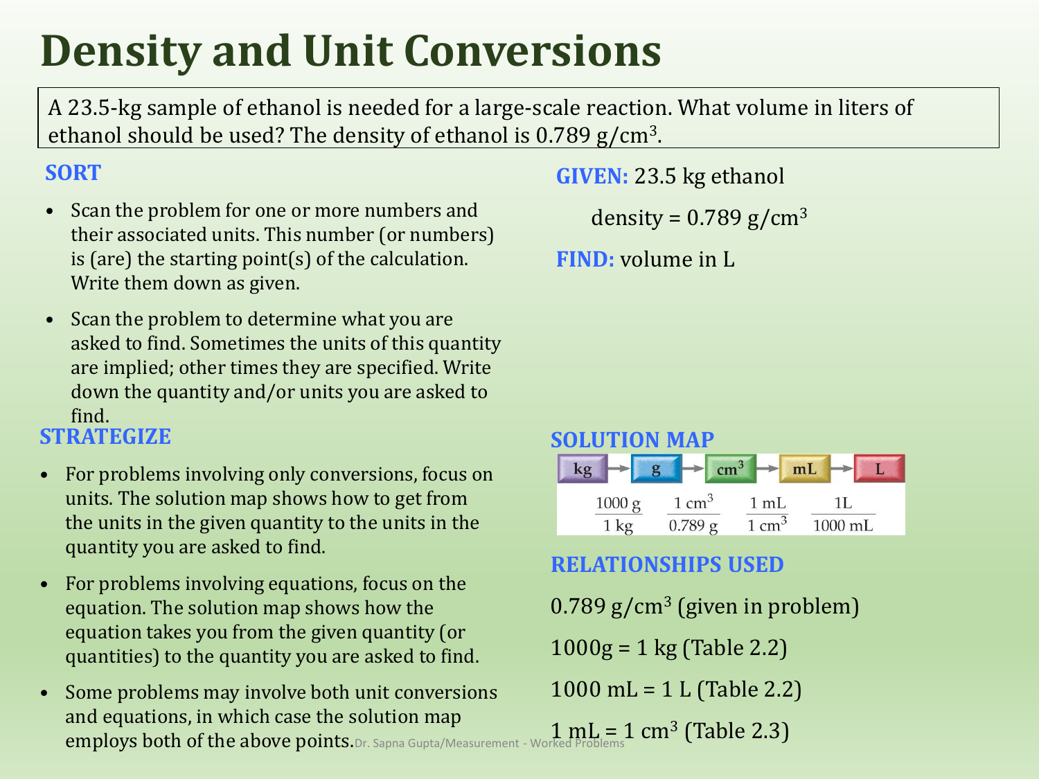# Density and Unit Conversions

A 23.5-kg sample of ethanol is needed for a large-scale reaction. What volume in liters of ethanol should be used? The density of ethanol is 0.789 g/cm$^3$.

**SORT**

- Scan the problem for one or more numbers and their associated units. This number (or numbers) is (are) the starting point(s) of the calculation. Write them down as given.
- Scan the problem to determine what you are asked to find. Sometimes the units of this quantity are implied; other times they are specified. Write down the quantity and/or units you are asked to find.

**GIVEN:** 23.5 kg ethanol

density = 0.789 g/cm$^3$

**FIND:** volume in L

**STRATEGIZE**

- For problems involving only conversions, focus on units. The solution map shows how to get from the units in the given quantity to the units in the quantity you are asked to find.
- For problems involving equations, focus on the equation. The solution map shows how the equation takes you from the given quantity (or quantities) to the quantity you are asked to find.
- Some problems may involve both unit conversions and equations, in which case the solution map employs both of the above points.

**SOLUTION MAP**

kg → g → cm$^3$ → mL → L

$$\frac{1000\text{ g}}{1\text{ kg}} \quad \frac{1\text{ cm}^3}{0.789\text{ g}} \quad \frac{1\text{ mL}}{1\text{ cm}^3} \quad \frac{1\text{L}}{1000\text{ mL}}$$

**RELATIONSHIPS USED**

0.789 g/cm$^3$ (given in problem)

1000g = 1 kg (Table 2.2)

1000 mL = 1 L (Table 2.2)

1 mL = 1 cm$^3$ (Table 2.3)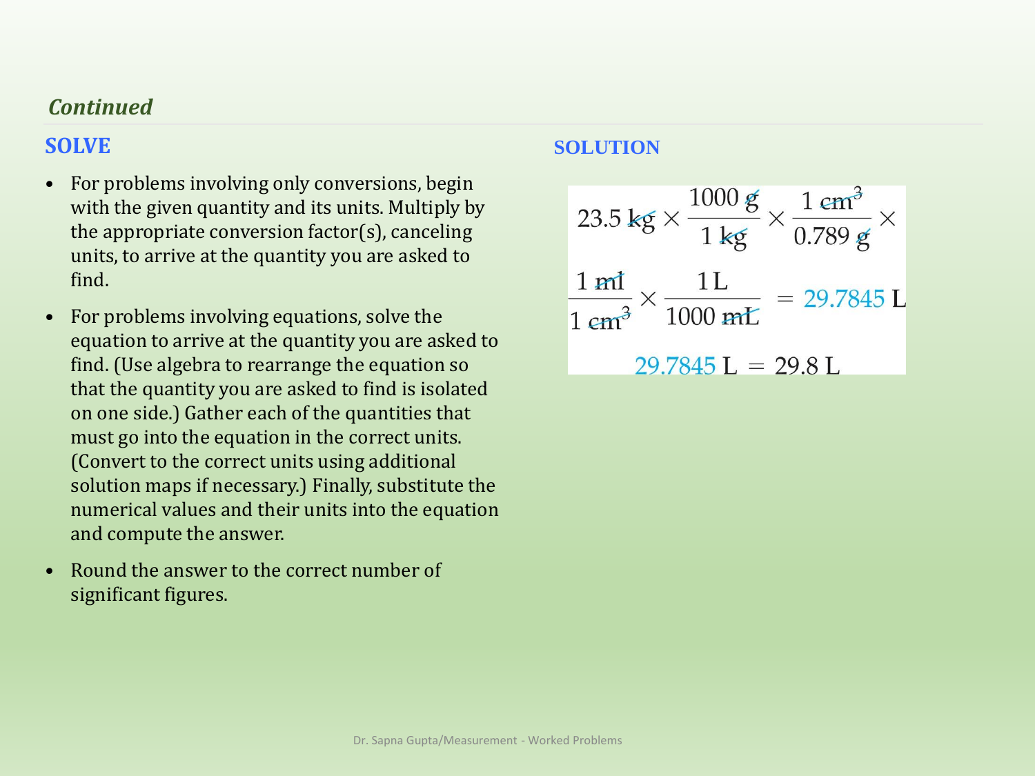*Continued*

## SOLVE

- For problems involving only conversions, begin with the given quantity and its units. Multiply by the appropriate conversion factor(s), canceling units, to arrive at the quantity you are asked to find.
- For problems involving equations, solve the equation to arrive at the quantity you are asked to find. (Use algebra to rearrange the equation so that the quantity you are asked to find is isolated on one side.) Gather each of the quantities that must go into the equation in the correct units. (Convert to the correct units using additional solution maps if necessary.) Finally, substitute the numerical values and their units into the equation and compute the answer.
- Round the answer to the correct number of significant figures.

## SOLUTION

$$23.5\ \text{kg} \times \frac{1000\ \text{g}}{1\ \text{kg}} \times \frac{1\ \text{cm}^3}{0.789\ \text{g}} \times \frac{1\ \text{ml}}{1\ \text{cm}^3} \times \frac{1\ \text{L}}{1000\ \text{mL}} = 29.7845\ \text{L}$$

$$29.7845\ \text{L} = 29.8\ \text{L}$$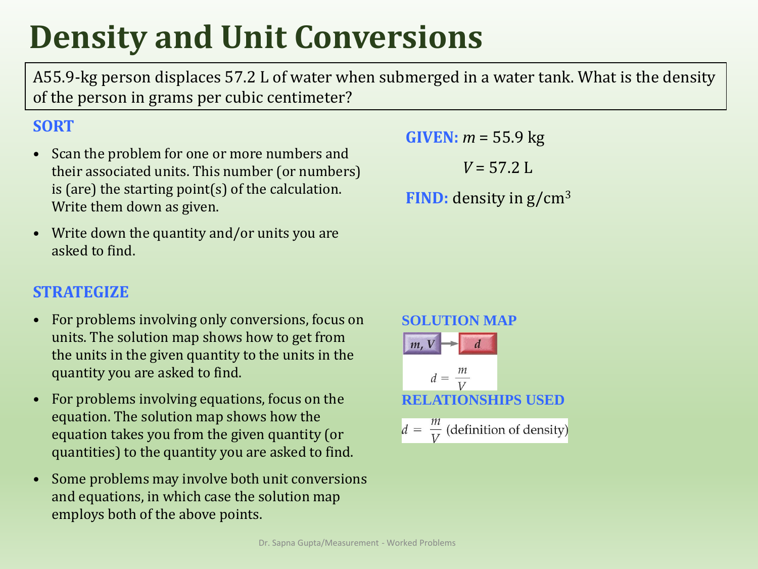# Density and Unit Conversions

A55.9-kg person displaces 57.2 L of water when submerged in a water tank. What is the density of the person in grams per cubic centimeter?

### SORT

- Scan the problem for one or more numbers and their associated units. This number (or numbers) is (are) the starting point(s) of the calculation. Write them down as given.
- Write down the quantity and/or units you are asked to find.

**GIVEN:** $m$ = 55.9 kg

$V$ = 57.2 L

**FIND:** density in g/cm$^3$

### STRATEGIZE

- For problems involving only conversions, focus on units. The solution map shows how to get from the units in the given quantity to the units in the quantity you are asked to find.
- For problems involving equations, focus on the equation. The solution map shows how the equation takes you from the given quantity (or quantities) to the quantity you are asked to find.
- Some problems may involve both unit conversions and equations, in which case the solution map employs both of the above points.

**SOLUTION MAP**

$m, V$ → $d$

$$d = \frac{m}{V}$$

**RELATIONSHIPS USED**

$$d = \frac{m}{V} \text{ (definition of density)}$$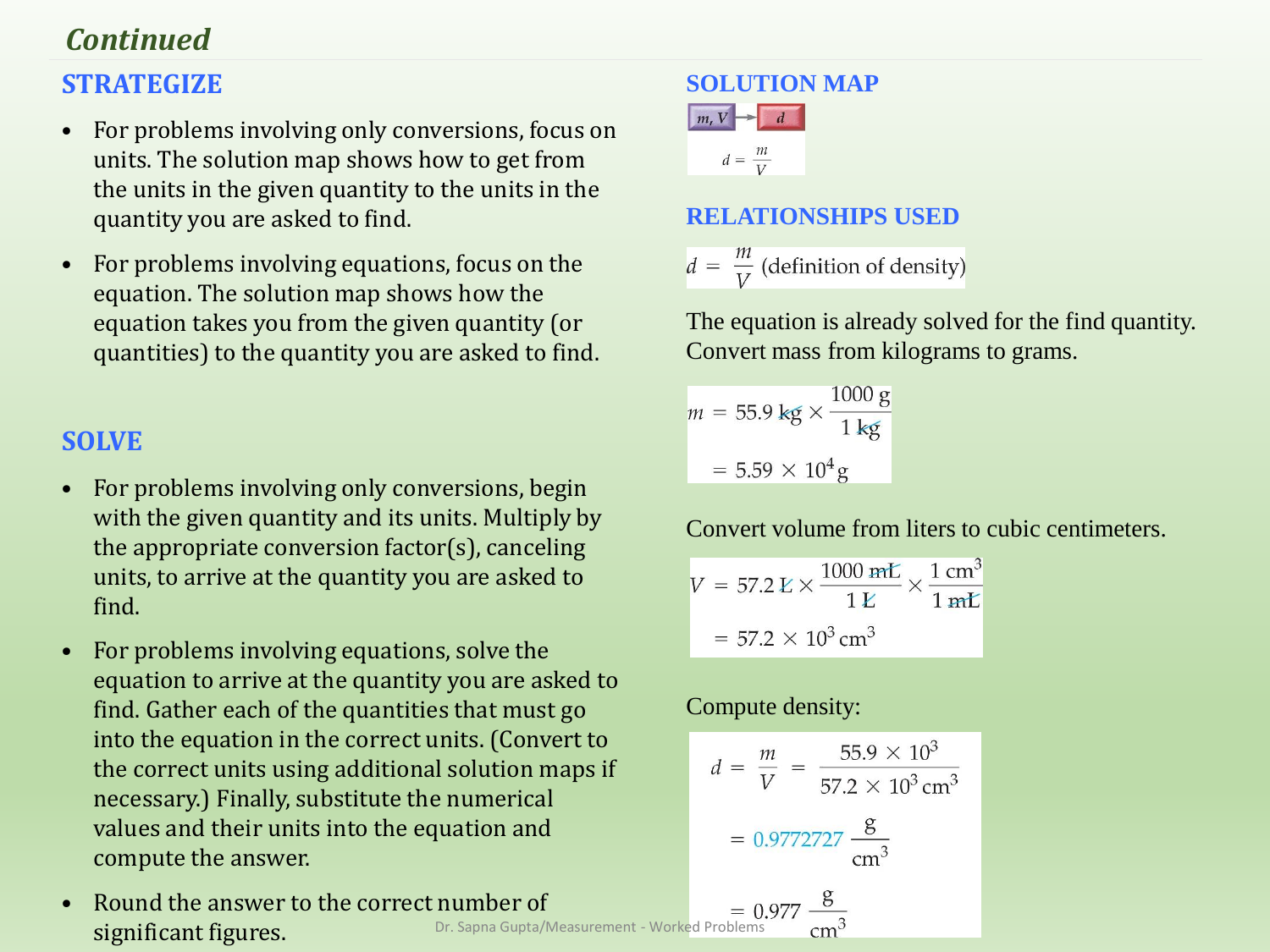## *Continued*

### STRATEGIZE

- For problems involving only conversions, focus on units. The solution map shows how to get from the units in the given quantity to the units in the quantity you are asked to find.
- For problems involving equations, focus on the equation. The solution map shows how the equation takes you from the given quantity (or quantities) to the quantity you are asked to find.

### SOLVE

- For problems involving only conversions, begin with the given quantity and its units. Multiply by the appropriate conversion factor(s), canceling units, to arrive at the quantity you are asked to find.
- For problems involving equations, solve the equation to arrive at the quantity you are asked to find. Gather each of the quantities that must go into the equation in the correct units. (Convert to the correct units using additional solution maps if necessary.) Finally, substitute the numerical values and their units into the equation and compute the answer.
- Round the answer to the correct number of significant figures.

### SOLUTION MAP

$m, V \rightarrow d$

$$d = \frac{m}{V}$$

### RELATIONSHIPS USED

$$d = \frac{m}{V} \text{ (definition of density)}$$

The equation is already solved for the find quantity. Convert mass from kilograms to grams.

$$m = 55.9 \text{ kg} \times \frac{1000 \text{ g}}{1 \text{ kg}} = 5.59 \times 10^4 \text{ g}$$

Convert volume from liters to cubic centimeters.

$$V = 57.2 \text{ L} \times \frac{1000 \text{ mL}}{1 \text{ L}} \times \frac{1 \text{ cm}^3}{1 \text{ mL}} = 57.2 \times 10^3 \text{ cm}^3$$

Compute density:

$$d = \frac{m}{V} = \frac{55.9 \times 10^3}{57.2 \times 10^3 \text{ cm}^3} = 0.9772727 \frac{\text{g}}{\text{cm}^3} = 0.977 \frac{\text{g}}{\text{cm}^3}$$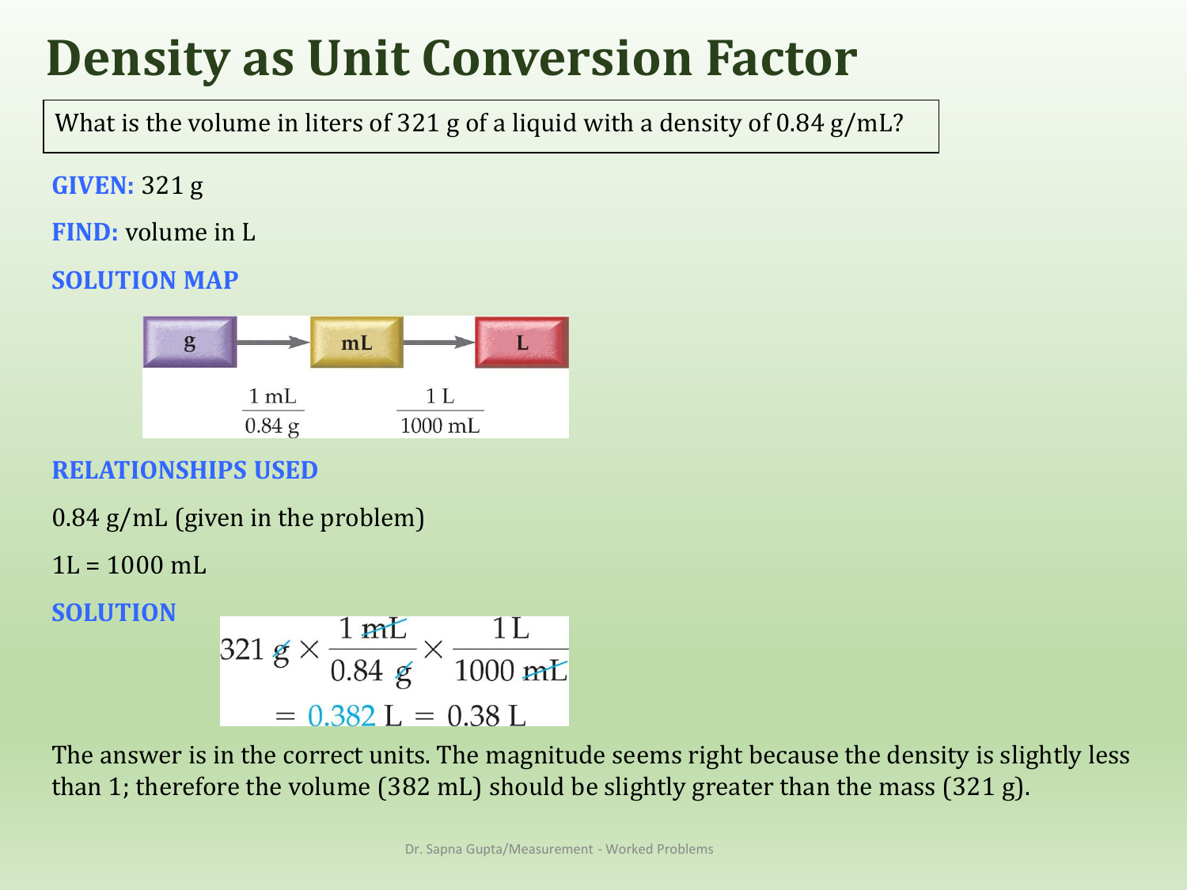# Density as Unit Conversion Factor

What is the volume in liters of 321 g of a liquid with a density of 0.84 g/mL?

**GIVEN:** 321 g

**FIND:** volume in L

**SOLUTION MAP**

g → mL → L

$$\frac{1\ \text{mL}}{0.84\ \text{g}} \qquad \frac{1\ \text{L}}{1000\ \text{mL}}$$

**RELATIONSHIPS USED**

0.84 g/mL (given in the problem)

1L = 1000 mL

**SOLUTION**

$$321\ \text{g} \times \frac{1\ \text{mL}}{0.84\ \text{g}} \times \frac{1\ \text{L}}{1000\ \text{mL}} = 0.382\ \text{L} = 0.38\ \text{L}$$

The answer is in the correct units. The magnitude seems right because the density is slightly less than 1; therefore the volume (382 mL) should be slightly greater than the mass (321 g).